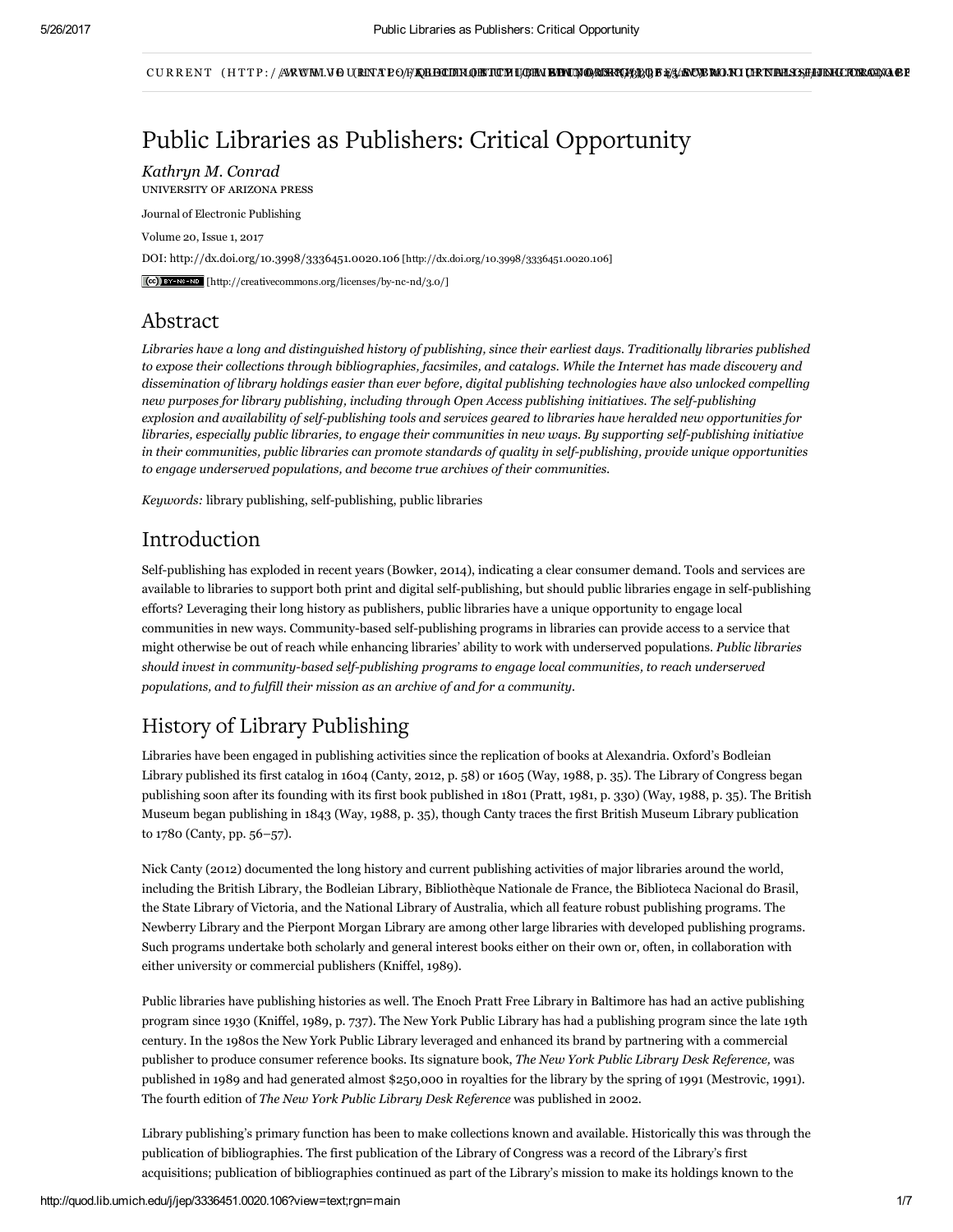# Public Libraries as Publishers: Critical Opportunity

*Kathryn M. Conrad*

UNIVERSITY OF ARIZONA PRESS

Journal of Electronic Publishing

Volume 20, Issue 1, 2017

DOI: http://dx.doi.org/10.3998/3336451.0020.106 [http://dx.doi.org/10.3998/3336451.0020.106]

[http://creativecommons.org/licenses/by-nc-nd/3.0/]

## Abstract

*Libraries have a long and distinguished history of publishing, since their earliest days. Traditionally libraries published to expose their collections through bibliographies, facsimiles, and catalogs. While the Internet has made discovery and dissemination of library holdings easier than ever before, digital publishing technologies have also unlocked compelling new purposes for library publishing, including through Open Access publishing initiatives. The self-publishing explosion and availability of self-publishing tools and services geared to libraries have heralded new opportunities for libraries, especially public libraries, to engage their communities in new ways. By supporting self-publishing initiative in their communities, public libraries can promote standards of quality in self-publishing, provide unique opportunities to engage underserved populations, and become true archives of their communities.*

*Keywords:* library publishing, self-publishing, public libraries

## Introduction

Self-publishing has exploded in recent years (Bowker, 2014), indicating a clear consumer demand. Tools and services are available to libraries to support both print and digital self-publishing, but should public libraries engage in self-publishing efforts? Leveraging their long history as publishers, public libraries have a unique opportunity to engage local communities in new ways. Community-based self-publishing programs in libraries can provide access to a service that might otherwise be out of reach while enhancing libraries' ability to work with underserved populations. *Public libraries should invest in community-based self-publishing programs to engage local communities, to reach underserved populations, and to fulfill their mission as an archive of and for a community.*

## History of Library Publishing

Libraries have been engaged in publishing activities since the replication of books at Alexandria. Oxford's Bodleian Library published its first catalog in 1604 (Canty, 2012, p. 58) or 1605 (Way, 1988, p. 35). The Library of Congress began publishing soon after its founding with its first book published in 1801 (Pratt, 1981, p. 330) (Way, 1988, p. 35). The British Museum began publishing in 1843 (Way, 1988, p. 35), though Canty traces the first British Museum Library publication to 1780 (Canty, pp. 56–57).

Nick Canty (2012) documented the long history and current publishing activities of major libraries around the world, including the British Library, the Bodleian Library, Bibliothèque Nationale de France, the Biblioteca Nacional do Brasil, the State Library of Victoria, and the National Library of Australia, which all feature robust publishing programs. The Newberry Library and the Pierpont Morgan Library are among other large libraries with developed publishing programs. Such programs undertake both scholarly and general interest books either on their own or, often, in collaboration with either university or commercial publishers (Kniffel, 1989).

Public libraries have publishing histories as well. The Enoch Pratt Free Library in Baltimore has had an active publishing program since 1930 (Kniffel, 1989, p. 737). The New York Public Library has had a publishing program since the late 19th century. In the 1980s the New York Public Library leveraged and enhanced its brand by partnering with a commercial publisher to produce consumer reference books. Its signature book, *The New York Public Library Desk Reference,* was published in 1989 and had generated almost $250,000 in royalties for the library by the spring of 1991 (Mestrovic, 1991). The fourth edition of *The New York Public Library Desk Reference* was published in 2002.

Library publishing's primary function has been to make collections known and available. Historically this was through the publication of bibliographies. The first publication of the Library of Congress was a record of the Library's first acquisitions; publication of bibliographies continued as part of the Library's mission to make its holdings known to the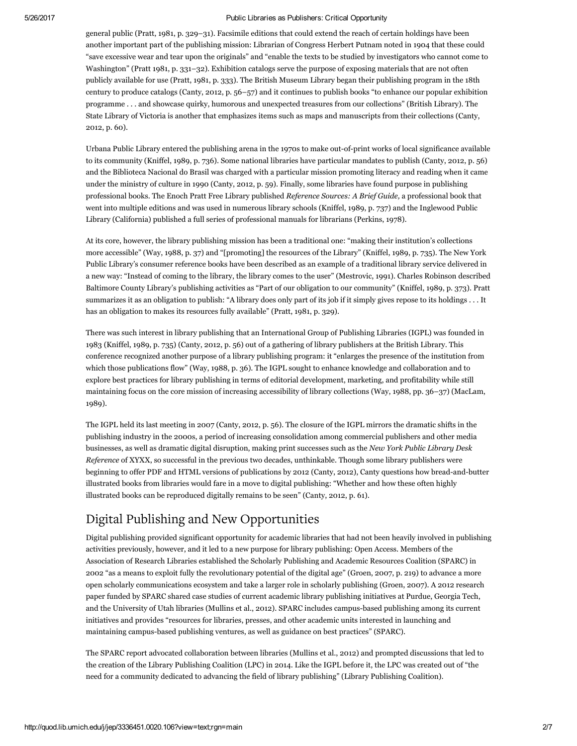general public (Pratt, 1981, p. 329–31). Facsimile editions that could extend the reach of certain holdings have been another important part of the publishing mission: Librarian of Congress Herbert Putnam noted in 1904 that these could "save excessive wear and tear upon the originals" and "enable the texts to be studied by investigators who cannot come to Washington" (Pratt 1981, p. 331–32). Exhibition catalogs serve the purpose of exposing materials that are not often publicly available for use (Pratt, 1981, p. 333). The British Museum Library began their publishing program in the 18th century to produce catalogs (Canty, 2012, p. 56–57) and it continues to publish books "to enhance our popular exhibition programme . . . and showcase quirky, humorous and unexpected treasures from our collections" (British Library). The State Library of Victoria is another that emphasizes items such as maps and manuscripts from their collections (Canty, 2012, p. 60).

Urbana Public Library entered the publishing arena in the 1970s to make out-of-print works of local significance available to its community (Kniffel, 1989, p. 736). Some national libraries have particular mandates to publish (Canty, 2012, p. 56) and the Biblioteca Nacional do Brasil was charged with a particular mission promoting literacy and reading when it came under the ministry of culture in 1990 (Canty, 2012, p. 59). Finally, some libraries have found purpose in publishing professional books. The Enoch Pratt Free Library published *Reference Sources: A Brief Guide,* a professional book that went into multiple editions and was used in numerous library schools (Kniffel, 1989, p. 737) and the Inglewood Public Library (California) published a full series of professional manuals for librarians (Perkins, 1978).

At its core, however, the library publishing mission has been a traditional one: "making their institution's collections more accessible" (Way, 1988, p. 37) and "[promoting] the resources of the Library" (Kniffel, 1989, p. 735). The New York Public Library's consumer reference books have been described as an example of a traditional library service delivered in a new way: "Instead of coming to the library, the library comes to the user" (Mestrovic, 1991). Charles Robinson described Baltimore County Library's publishing activities as "Part of our obligation to our community" (Kniffel, 1989, p. 373). Pratt summarizes it as an obligation to publish: "A library does only part of its job if it simply gives repose to its holdings . . . It has an obligation to makes its resources fully available" (Pratt, 1981, p. 329).

There was such interest in library publishing that an International Group of Publishing Libraries (IGPL) was founded in 1983 (Kniffel, 1989, p. 735) (Canty, 2012, p. 56) out of a gathering of library publishers at the British Library. This conference recognized another purpose of a library publishing program: it "enlarges the presence of the institution from which those publications flow" (Way, 1988, p. 36). The IGPL sought to enhance knowledge and collaboration and to explore best practices for library publishing in terms of editorial development, marketing, and profitability while still maintaining focus on the core mission of increasing accessibility of library collections (Way, 1988, pp. 36–37) (MacLam, 1989).

The IGPL held its last meeting in 2007 (Canty, 2012, p. 56). The closure of the IGPL mirrors the dramatic shifts in the publishing industry in the 2000s, a period of increasing consolidation among commercial publishers and other media businesses, as well as dramatic digital disruption, making print successes such as the *New York Public Library Desk Reference* of XYXX, so successful in the previous two decades, unthinkable. Though some library publishers were beginning to offer PDF and HTML versions of publications by 2012 (Canty, 2012), Canty questions how bread-and-butter illustrated books from libraries would fare in a move to digital publishing: "Whether and how these often highly illustrated books can be reproduced digitally remains to be seen" (Canty, 2012, p. 61).

## Digital Publishing and New Opportunities

Digital publishing provided significant opportunity for academic libraries that had not been heavily involved in publishing activities previously, however, and it led to a new purpose for library publishing: Open Access. Members of the Association of Research Libraries established the Scholarly Publishing and Academic Resources Coalition (SPARC) in 2002 "as a means to exploit fully the revolutionary potential of the digital age" (Groen, 2007, p. 219) to advance a more open scholarly communications ecosystem and take a larger role in scholarly publishing (Groen, 2007). A 2012 research paper funded by SPARC shared case studies of current academic library publishing initiatives at Purdue, Georgia Tech, and the University of Utah libraries (Mullins et al., 2012). SPARC includes campus-based publishing among its current initiatives and provides "resources for libraries, presses, and other academic units interested in launching and maintaining campus-based publishing ventures, as well as guidance on best practices" (SPARC).

The SPARC report advocated collaboration between libraries (Mullins et al., 2012) and prompted discussions that led to the creation of the Library Publishing Coalition (LPC) in 2014. Like the IGPL before it, the LPC was created out of "the need for a community dedicated to advancing the field of library publishing" (Library Publishing Coalition).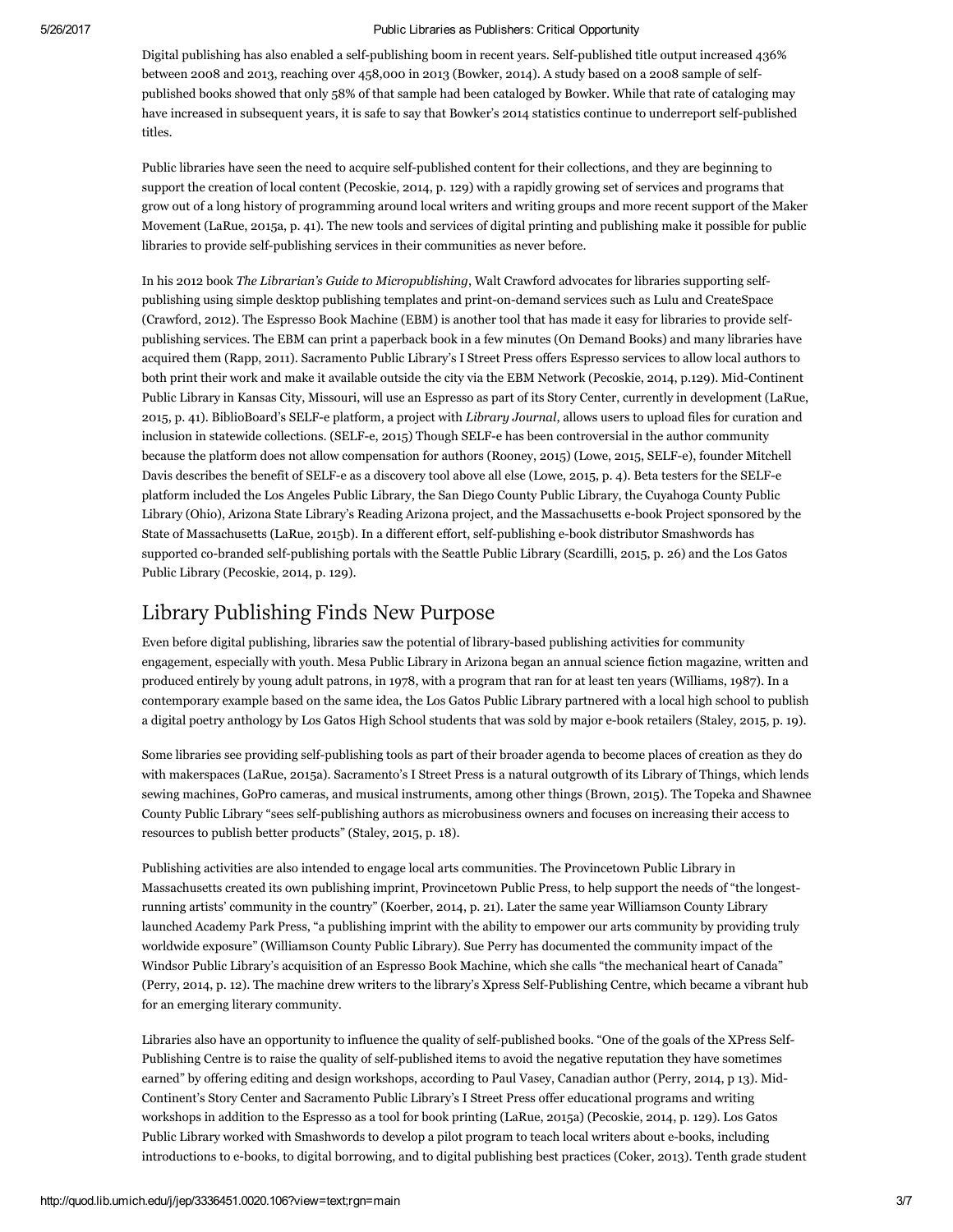Digital publishing has also enabled a self-publishing boom in recent years. Self-published title output increased 436% between 2008 and 2013, reaching over 458,000 in 2013 (Bowker, 2014). A study based on a 2008 sample of self-published books showed that only 58% of that sample had been cataloged by Bowker. While that rate of cataloging may have increased in subsequent years, it is safe to say that Bowker's 2014 statistics continue to underreport self-published titles.

Public libraries have seen the need to acquire self-published content for their collections, and they are beginning to support the creation of local content (Pecoskie, 2014, p. 129) with a rapidly growing set of services and programs that grow out of a long history of programming around local writers and writing groups and more recent support of the Maker Movement (LaRue, 2015a, p. 41). The new tools and services of digital printing and publishing make it possible for public libraries to provide self-publishing services in their communities as never before.

In his 2012 book *The Librarian's Guide to Micropublishing*, Walt Crawford advocates for libraries supporting self-publishing using simple desktop publishing templates and print-on-demand services such as Lulu and CreateSpace (Crawford, 2012). The Espresso Book Machine (EBM) is another tool that has made it easy for libraries to provide self-publishing services. The EBM can print a paperback book in a few minutes (On Demand Books) and many libraries have acquired them (Rapp, 2011). Sacramento Public Library's I Street Press offers Espresso services to allow local authors to both print their work and make it available outside the city via the EBM Network (Pecoskie, 2014, p.129). Mid-Continent Public Library in Kansas City, Missouri, will use an Espresso as part of its Story Center, currently in development (LaRue, 2015, p. 41). BiblioBoard's SELF-e platform, a project with *Library Journal*, allows users to upload files for curation and inclusion in statewide collections. (SELF-e, 2015) Though SELF-e has been controversial in the author community because the platform does not allow compensation for authors (Rooney, 2015) (Lowe, 2015, SELF-e), founder Mitchell Davis describes the benefit of SELF-e as a discovery tool above all else (Lowe, 2015, p. 4). Beta testers for the SELF-e platform included the Los Angeles Public Library, the San Diego County Public Library, the Cuyahoga County Public Library (Ohio), Arizona State Library's Reading Arizona project, and the Massachusetts e-book Project sponsored by the State of Massachusetts (LaRue, 2015b). In a different effort, self-publishing e-book distributor Smashwords has supported co-branded self-publishing portals with the Seattle Public Library (Scardilli, 2015, p. 26) and the Los Gatos Public Library (Pecoskie, 2014, p. 129).

## Library Publishing Finds New Purpose

Even before digital publishing, libraries saw the potential of library-based publishing activities for community engagement, especially with youth. Mesa Public Library in Arizona began an annual science fiction magazine, written and produced entirely by young adult patrons, in 1978, with a program that ran for at least ten years (Williams, 1987). In a contemporary example based on the same idea, the Los Gatos Public Library partnered with a local high school to publish a digital poetry anthology by Los Gatos High School students that was sold by major e-book retailers (Staley, 2015, p. 19).

Some libraries see providing self-publishing tools as part of their broader agenda to become places of creation as they do with makerspaces (LaRue, 2015a). Sacramento's I Street Press is a natural outgrowth of its Library of Things, which lends sewing machines, GoPro cameras, and musical instruments, among other things (Brown, 2015). The Topeka and Shawnee County Public Library "sees self-publishing authors as microbusiness owners and focuses on increasing their access to resources to publish better products" (Staley, 2015, p. 18).

Publishing activities are also intended to engage local arts communities. The Provincetown Public Library in Massachusetts created its own publishing imprint, Provincetown Public Press, to help support the needs of "the longest-running artists' community in the country" (Koerber, 2014, p. 21). Later the same year Williamson County Library launched Academy Park Press, "a publishing imprint with the ability to empower our arts community by providing truly worldwide exposure" (Williamson County Public Library). Sue Perry has documented the community impact of the Windsor Public Library's acquisition of an Espresso Book Machine, which she calls "the mechanical heart of Canada" (Perry, 2014, p. 12). The machine drew writers to the library's Xpress Self-Publishing Centre, which became a vibrant hub for an emerging literary community.

Libraries also have an opportunity to influence the quality of self-published books. "One of the goals of the XPress Self-Publishing Centre is to raise the quality of self-published items to avoid the negative reputation they have sometimes earned" by offering editing and design workshops, according to Paul Vasey, Canadian author (Perry, 2014, p 13). Mid-Continent's Story Center and Sacramento Public Library's I Street Press offer educational programs and writing workshops in addition to the Espresso as a tool for book printing (LaRue, 2015a) (Pecoskie, 2014, p. 129). Los Gatos Public Library worked with Smashwords to develop a pilot program to teach local writers about e-books, including introductions to e-books, to digital borrowing, and to digital publishing best practices (Coker, 2013). Tenth grade student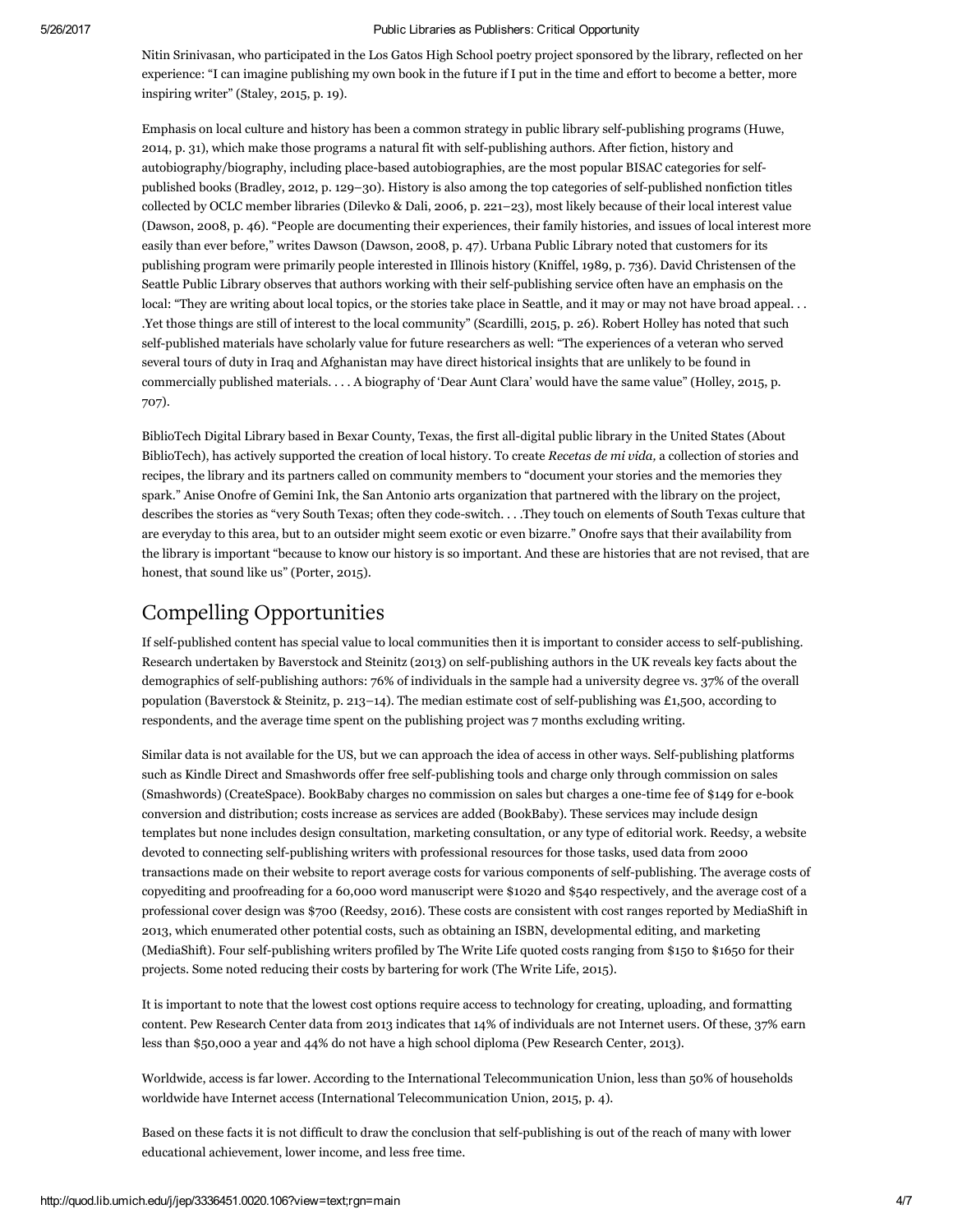Nitin Srinivasan, who participated in the Los Gatos High School poetry project sponsored by the library, reflected on her experience: "I can imagine publishing my own book in the future if I put in the time and effort to become a better, more inspiring writer" (Staley, 2015, p. 19).

Emphasis on local culture and history has been a common strategy in public library self-publishing programs (Huwe, 2014, p. 31), which make those programs a natural fit with self-publishing authors. After fiction, history and autobiography/biography, including place-based autobiographies, are the most popular BISAC categories for self-published books (Bradley, 2012, p. 129–30). History is also among the top categories of self-published nonfiction titles collected by OCLC member libraries (Dilevko & Dali, 2006, p. 221–23), most likely because of their local interest value (Dawson, 2008, p. 46). "People are documenting their experiences, their family histories, and issues of local interest more easily than ever before," writes Dawson (Dawson, 2008, p. 47). Urbana Public Library noted that customers for its publishing program were primarily people interested in Illinois history (Kniffel, 1989, p. 736). David Christensen of the Seattle Public Library observes that authors working with their self-publishing service often have an emphasis on the local: "They are writing about local topics, or the stories take place in Seattle, and it may or may not have broad appeal. . . .Yet those things are still of interest to the local community" (Scardilli, 2015, p. 26). Robert Holley has noted that such self-published materials have scholarly value for future researchers as well: "The experiences of a veteran who served several tours of duty in Iraq and Afghanistan may have direct historical insights that are unlikely to be found in commercially published materials. . . . A biography of 'Dear Aunt Clara' would have the same value" (Holley, 2015, p. 707).

BiblioTech Digital Library based in Bexar County, Texas, the first all-digital public library in the United States (About BiblioTech), has actively supported the creation of local history. To create *Recetas de mi vida,* a collection of stories and recipes, the library and its partners called on community members to "document your stories and the memories they spark." Anise Onofre of Gemini Ink, the San Antonio arts organization that partnered with the library on the project, describes the stories as "very South Texas; often they code-switch. . . .They touch on elements of South Texas culture that are everyday to this area, but to an outsider might seem exotic or even bizarre." Onofre says that their availability from the library is important "because to know our history is so important. And these are histories that are not revised, that are honest, that sound like us" (Porter, 2015).

## Compelling Opportunities

If self-published content has special value to local communities then it is important to consider access to self-publishing. Research undertaken by Baverstock and Steinitz (2013) on self-publishing authors in the UK reveals key facts about the demographics of self-publishing authors: 76% of individuals in the sample had a university degree vs. 37% of the overall population (Baverstock & Steinitz, p. 213–14). The median estimate cost of self-publishing was £1,500, according to respondents, and the average time spent on the publishing project was 7 months excluding writing.

Similar data is not available for the US, but we can approach the idea of access in other ways. Self-publishing platforms such as Kindle Direct and Smashwords offer free self-publishing tools and charge only through commission on sales (Smashwords) (CreateSpace). BookBaby charges no commission on sales but charges a one-time fee of $149 for e-book conversion and distribution; costs increase as services are added (BookBaby). These services may include design templates but none includes design consultation, marketing consultation, or any type of editorial work. Reedsy, a website devoted to connecting self-publishing writers with professional resources for those tasks, used data from 2000 transactions made on their website to report average costs for various components of self-publishing. The average costs of copyediting and proofreading for a 60,000 word manuscript were $1020 and $540 respectively, and the average cost of a professional cover design was $700 (Reedsy, 2016). These costs are consistent with cost ranges reported by MediaShift in 2013, which enumerated other potential costs, such as obtaining an ISBN, developmental editing, and marketing (MediaShift). Four self-publishing writers profiled by The Write Life quoted costs ranging from $150 to $1650 for their projects. Some noted reducing their costs by bartering for work (The Write Life, 2015).

It is important to note that the lowest cost options require access to technology for creating, uploading, and formatting content. Pew Research Center data from 2013 indicates that 14% of individuals are not Internet users. Of these, 37% earn less than $50,000 a year and 44% do not have a high school diploma (Pew Research Center, 2013).

Worldwide, access is far lower. According to the International Telecommunication Union, less than 50% of households worldwide have Internet access (International Telecommunication Union, 2015, p. 4).

Based on these facts it is not difficult to draw the conclusion that self-publishing is out of the reach of many with lower educational achievement, lower income, and less free time.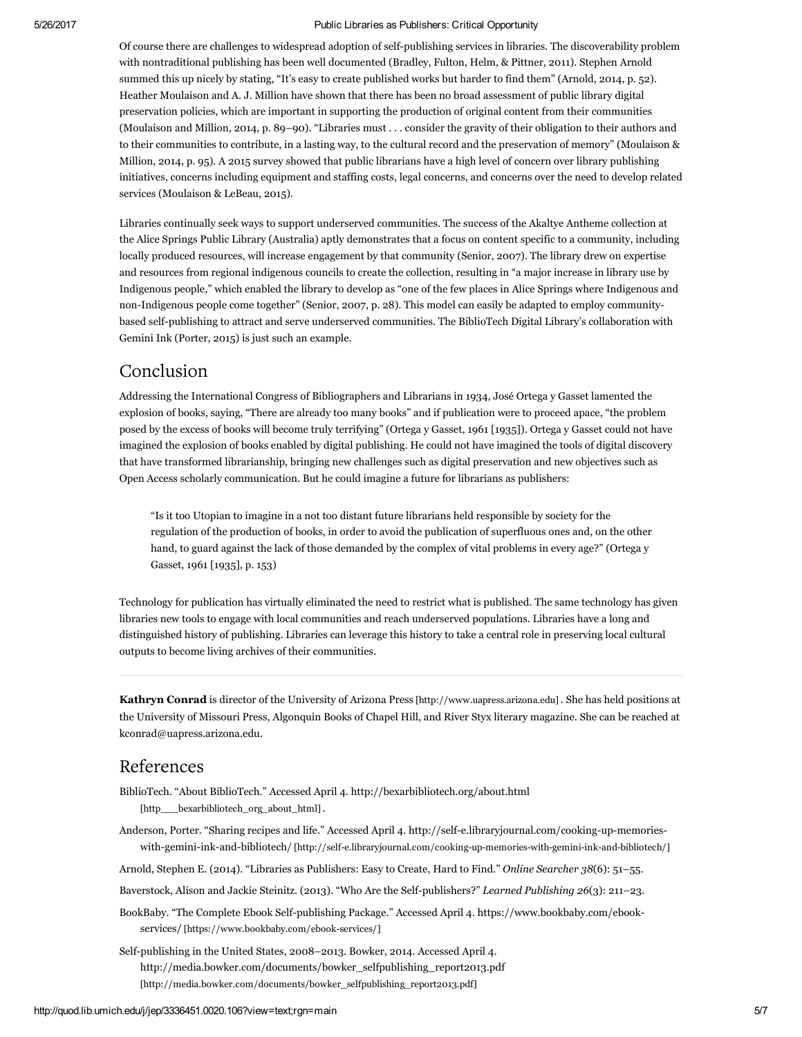Of course there are challenges to widespread adoption of self-publishing services in libraries. The discoverability problem with nontraditional publishing has been well documented (Bradley, Fulton, Helm, & Pittner, 2011). Stephen Arnold summed this up nicely by stating, "It's easy to create published works but harder to find them" (Arnold, 2014, p. 52). Heather Moulaison and A. J. Million have shown that there has been no broad assessment of public library digital preservation policies, which are important in supporting the production of original content from their communities (Moulaison and Million, 2014, p. 89–90). "Libraries must . . . consider the gravity of their obligation to their authors and to their communities to contribute, in a lasting way, to the cultural record and the preservation of memory" (Moulaison & Million, 2014, p. 95). A 2015 survey showed that public librarians have a high level of concern over library publishing initiatives, concerns including equipment and staffing costs, legal concerns, and concerns over the need to develop related services (Moulaison & LeBeau, 2015).

Libraries continually seek ways to support underserved communities. The success of the Akaltye Antheme collection at the Alice Springs Public Library (Australia) aptly demonstrates that a focus on content specific to a community, including locally produced resources, will increase engagement by that community (Senior, 2007). The library drew on expertise and resources from regional indigenous councils to create the collection, resulting in "a major increase in library use by Indigenous people," which enabled the library to develop as "one of the few places in Alice Springs where Indigenous and non-Indigenous people come together" (Senior, 2007, p. 28). This model can easily be adapted to employ community-based self-publishing to attract and serve underserved communities. The BiblioTech Digital Library's collaboration with Gemini Ink (Porter, 2015) is just such an example.

## Conclusion

Addressing the International Congress of Bibliographers and Librarians in 1934, José Ortega y Gasset lamented the explosion of books, saying, "There are already too many books" and if publication were to proceed apace, "the problem posed by the excess of books will become truly terrifying" (Ortega y Gasset, 1961 [1935]). Ortega y Gasset could not have imagined the explosion of books enabled by digital publishing. He could not have imagined the tools of digital discovery that have transformed librarianship, bringing new challenges such as digital preservation and new objectives such as Open Access scholarly communication. But he could imagine a future for librarians as publishers:

> "Is it too Utopian to imagine in a not too distant future librarians held responsible by society for the regulation of the production of books, in order to avoid the publication of superfluous ones and, on the other hand, to guard against the lack of those demanded by the complex of vital problems in every age?" (Ortega y Gasset, 1961 [1935], p. 153)

Technology for publication has virtually eliminated the need to restrict what is published. The same technology has given libraries new tools to engage with local communities and reach underserved populations. Libraries have a long and distinguished history of publishing. Libraries can leverage this history to take a central role in preserving local cultural outputs to become living archives of their communities.

---

**Kathryn Conrad** is director of the University of Arizona Press [http://www.uapress.arizona.edu] . She has held positions at the University of Missouri Press, Algonquin Books of Chapel Hill, and River Styx literary magazine. She can be reached at kconrad@uapress.arizona.edu.

## References

BiblioTech. "About BiblioTech." Accessed April 4. http://bexarbibliotech.org/about.html [http___bexarbibliotech_org_about_html] .

Anderson, Porter. "Sharing recipes and life." Accessed April 4. http://self-e.libraryjournal.com/cooking-up-memories-with-gemini-ink-and-bibliotech/ [http://self-e.libraryjournal.com/cooking-up-memories-with-gemini-ink-and-bibliotech/]

Arnold, Stephen E. (2014). "Libraries as Publishers: Easy to Create, Hard to Find." *Online Searcher 38*(6): 51–55.

Baverstock, Alison and Jackie Steinitz. (2013). "Who Are the Self-publishers?" *Learned Publishing 26*(3): 211–23.

BookBaby. "The Complete Ebook Self-publishing Package." Accessed April 4. https://www.bookbaby.com/ebook-services/ [https://www.bookbaby.com/ebook-services/]

Self-publishing in the United States, 2008–2013. Bowker, 2014. Accessed April 4. http://media.bowker.com/documents/bowker_selfpublishing_report2013.pdf [http://media.bowker.com/documents/bowker_selfpublishing_report2013.pdf]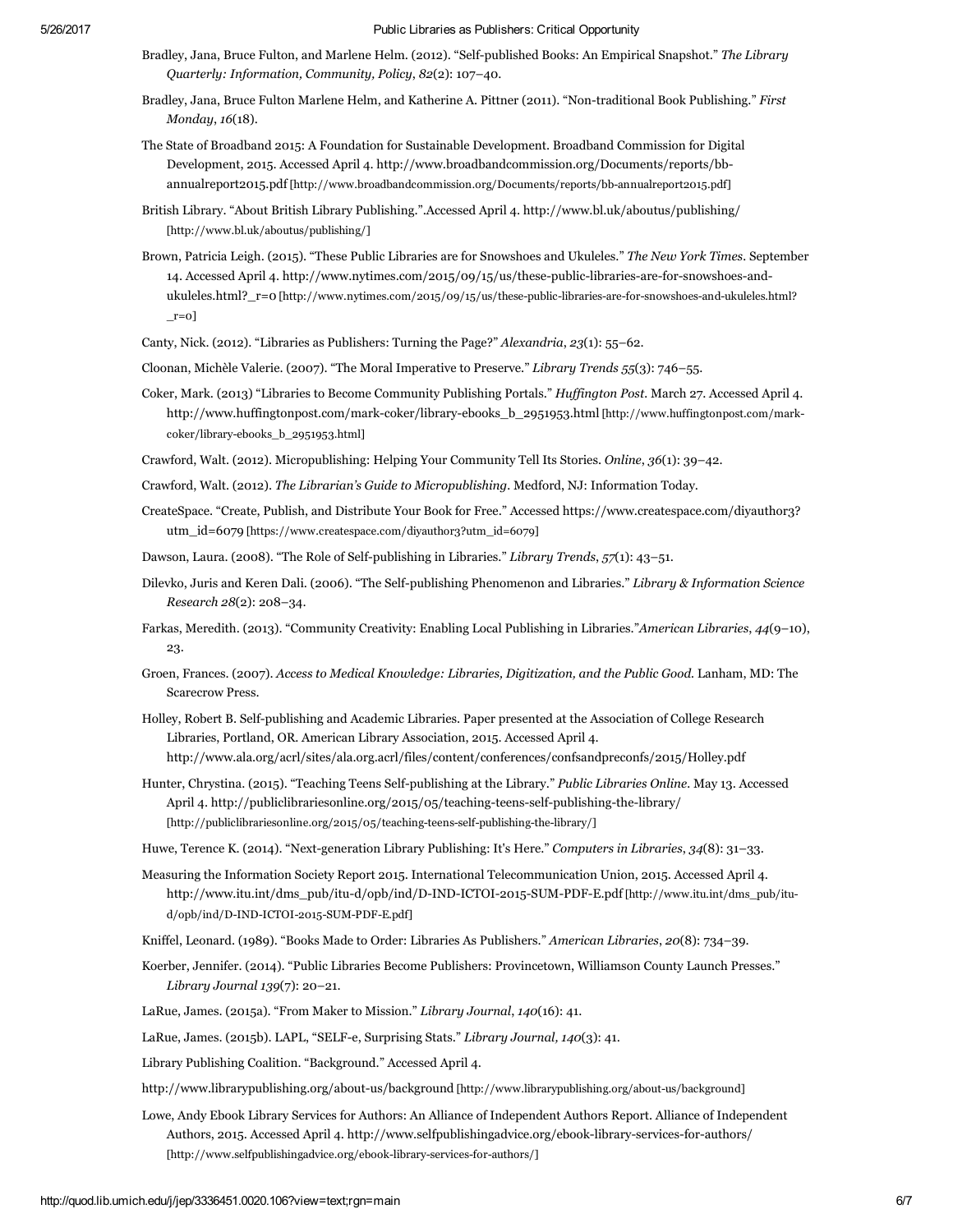Bradley, Jana, Bruce Fulton, and Marlene Helm. (2012). "Self-published Books: An Empirical Snapshot." *The Library Quarterly: Information, Community, Policy*, *82*(2): 107–40.

Bradley, Jana, Bruce Fulton Marlene Helm, and Katherine A. Pittner (2011). "Non-traditional Book Publishing." *First Monday*, *16*(18).

The State of Broadband 2015: A Foundation for Sustainable Development. Broadband Commission for Digital Development, 2015. Accessed April 4. http://www.broadbandcommission.org/Documents/reports/bb-annualreport2015.pdf [http://www.broadbandcommission.org/Documents/reports/bb-annualreport2015.pdf]

British Library. "About British Library Publishing.".Accessed April 4. http://www.bl.uk/aboutus/publishing/ [http://www.bl.uk/aboutus/publishing/]

Brown, Patricia Leigh. (2015). "These Public Libraries are for Snowshoes and Ukuleles." *The New York Times*. September 14. Accessed April 4. http://www.nytimes.com/2015/09/15/us/these-public-libraries-are-for-snowshoes-and-ukuleles.html?_r=0 [http://www.nytimes.com/2015/09/15/us/these-public-libraries-are-for-snowshoes-and-ukuleles.html?_r=0]

Canty, Nick. (2012). "Libraries as Publishers: Turning the Page?" *Alexandria*, *23*(1): 55–62.

Cloonan, Michèle Valerie. (2007). "The Moral Imperative to Preserve." *Library Trends 55*(3): 746–55.

Coker, Mark. (2013) "Libraries to Become Community Publishing Portals." *Huffington Post*. March 27. Accessed April 4. http://www.huffingtonpost.com/mark-coker/library-ebooks_b_2951953.html [http://www.huffingtonpost.com/mark-coker/library-ebooks_b_2951953.html]

Crawford, Walt. (2012). Micropublishing: Helping Your Community Tell Its Stories. *Online*, *36*(1): 39–42.

Crawford, Walt. (2012). *The Librarian's Guide to Micropublishing*. Medford, NJ: Information Today.

CreateSpace. "Create, Publish, and Distribute Your Book for Free." Accessed https://www.createspace.com/diyauthor3?utm_id=6079 [https://www.createspace.com/diyauthor3?utm_id=6079]

Dawson, Laura. (2008). "The Role of Self-publishing in Libraries." *Library Trends*, *57*(1): 43–51.

Dilevko, Juris and Keren Dali. (2006). "The Self-publishing Phenomenon and Libraries." *Library & Information Science Research 28*(2): 208–34.

Farkas, Meredith. (2013). "Community Creativity: Enabling Local Publishing in Libraries."*American Libraries*, *44*(9–10), 23.

Groen, Frances. (2007). *Access to Medical Knowledge: Libraries, Digitization, and the Public Good*. Lanham, MD: The Scarecrow Press.

Holley, Robert B. Self-publishing and Academic Libraries. Paper presented at the Association of College Research Libraries, Portland, OR. American Library Association, 2015. Accessed April 4. http://www.ala.org/acrl/sites/ala.org.acrl/files/content/conferences/confsandpreconfs/2015/Holley.pdf

Hunter, Chrystina. (2015). "Teaching Teens Self-publishing at the Library." *Public Libraries Online*. May 13. Accessed April 4. http://publiclibrariesonline.org/2015/05/teaching-teens-self-publishing-the-library/ [http://publiclibrariesonline.org/2015/05/teaching-teens-self-publishing-the-library/]

Huwe, Terence K. (2014). "Next-generation Library Publishing: It's Here." *Computers in Libraries*, *34*(8): 31–33.

Measuring the Information Society Report 2015. International Telecommunication Union, 2015. Accessed April 4. http://www.itu.int/dms_pub/itu-d/opb/ind/D-IND-ICTOI-2015-SUM-PDF-E.pdf [http://www.itu.int/dms_pub/itu-d/opb/ind/D-IND-ICTOI-2015-SUM-PDF-E.pdf]

Kniffel, Leonard. (1989). "Books Made to Order: Libraries As Publishers." *American Libraries*, *20*(8): 734–39.

Koerber, Jennifer. (2014). "Public Libraries Become Publishers: Provincetown, Williamson County Launch Presses." *Library Journal 139*(7): 20–21.

LaRue, James. (2015a). "From Maker to Mission." *Library Journal*, *140*(16): 41.

LaRue, James. (2015b). LAPL, "SELF-e, Surprising Stats." *Library Journal, 140*(3): 41.

Library Publishing Coalition. "Background." Accessed April 4.

http://www.librarypublishing.org/about-us/background [http://www.librarypublishing.org/about-us/background]

Lowe, Andy Ebook Library Services for Authors: An Alliance of Independent Authors Report. Alliance of Independent Authors, 2015. Accessed April 4. http://www.selfpublishingadvice.org/ebook-library-services-for-authors/ [http://www.selfpublishingadvice.org/ebook-library-services-for-authors/]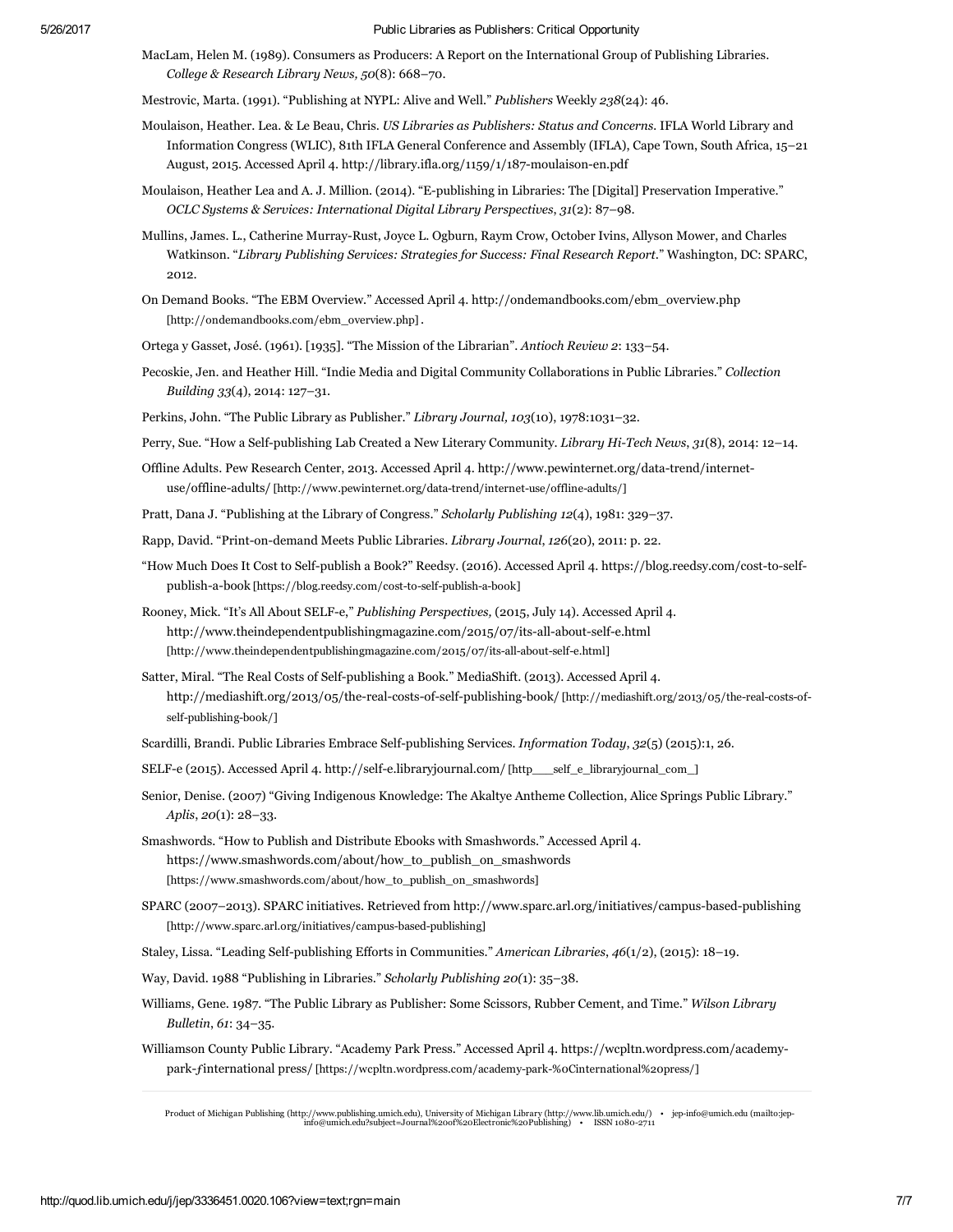MacLam, Helen M. (1989). Consumers as Producers: A Report on the International Group of Publishing Libraries. *College & Research Library News, 50*(8): 668–70.

Mestrovic, Marta. (1991). "Publishing at NYPL: Alive and Well." *Publishers* Weekly *238*(24): 46.

Moulaison, Heather. Lea. & Le Beau, Chris. *US Libraries as Publishers: Status and Concerns.* IFLA World Library and Information Congress (WLIC), 81th IFLA General Conference and Assembly (IFLA), Cape Town, South Africa, 15–21 August, 2015. Accessed April 4. http://library.ifla.org/1159/1/187-moulaison-en.pdf

Moulaison, Heather Lea and A. J. Million. (2014). "E-publishing in Libraries: The [Digital] Preservation Imperative." *OCLC Systems & Services: International Digital Library Perspectives, 31*(2): 87–98.

Mullins, James. L., Catherine Murray-Rust, Joyce L. Ogburn, Raym Crow, October Ivins, Allyson Mower, and Charles Watkinson. "*Library Publishing Services: Strategies for Success: Final Research Report*." Washington, DC: SPARC, 2012.

On Demand Books. "The EBM Overview." Accessed April 4. http://ondemandbooks.com/ebm_overview.php [http://ondemandbooks.com/ebm_overview.php] .

Ortega y Gasset, José. (1961). [1935]. "The Mission of the Librarian". *Antioch Review 2*: 133–54.

Pecoskie, Jen. and Heather Hill. "Indie Media and Digital Community Collaborations in Public Libraries." *Collection Building 33*(4), 2014: 127–31.

Perkins, John. "The Public Library as Publisher." *Library Journal, 103*(10), 1978:1031–32.

Perry, Sue. "How a Self-publishing Lab Created a New Literary Community. *Library Hi-Tech News*, *31*(8), 2014: 12–14.

Offline Adults. Pew Research Center, 2013. Accessed April 4. http://www.pewinternet.org/data-trend/internet-use/offline-adults/ [http://www.pewinternet.org/data-trend/internet-use/offline-adults/]

Pratt, Dana J. "Publishing at the Library of Congress." *Scholarly Publishing 12*(4), 1981: 329–37.

Rapp, David. "Print-on-demand Meets Public Libraries. *Library Journal*, *126*(20), 2011: p. 22.

"How Much Does It Cost to Self-publish a Book?" Reedsy. (2016). Accessed April 4. https://blog.reedsy.com/cost-to-self-publish-a-book [https://blog.reedsy.com/cost-to-self-publish-a-book]

Rooney, Mick. "It's All About SELF-e," *Publishing Perspectives,* (2015, July 14). Accessed April 4. http://www.theindependentpublishingmagazine.com/2015/07/its-all-about-self-e.html [http://www.theindependentpublishingmagazine.com/2015/07/its-all-about-self-e.html]

Satter, Miral. "The Real Costs of Self-publishing a Book." MediaShift. (2013). Accessed April 4. http://mediashift.org/2013/05/the-real-costs-of-self-publishing-book/ [http://mediashift.org/2013/05/the-real-costs-of-self-publishing-book/]

Scardilli, Brandi. Public Libraries Embrace Self-publishing Services. *Information Today*, *32*(5) (2015):1, 26.

SELF-e (2015). Accessed April 4. http://self-e.libraryjournal.com/ [http___self_e_libraryjournal_com_]

Senior, Denise. (2007) "Giving Indigenous Knowledge: The Akaltye Antheme Collection, Alice Springs Public Library." *Aplis*, *20*(1): 28–33.

Smashwords. "How to Publish and Distribute Ebooks with Smashwords." Accessed April 4. https://www.smashwords.com/about/how_to_publish_on_smashwords [https://www.smashwords.com/about/how_to_publish_on_smashwords]

SPARC (2007–2013). SPARC initiatives. Retrieved from http://www.sparc.arl.org/initiatives/campus-based-publishing [http://www.sparc.arl.org/initiatives/campus-based-publishing]

Staley, Lissa. "Leading Self-publishing Efforts in Communities." *American Libraries*, *46*(1/2), (2015): 18–19.

Way, David. 1988 "Publishing in Libraries." *Scholarly Publishing 20(*1): 35–38.

Williams, Gene. 1987. "The Public Library as Publisher: Some Scissors, Rubber Cement, and Time." *Wilson Library Bulletin*, *61*: 34–35.

Williamson County Public Library. "Academy Park Press." Accessed April 4. https://wcpltn.wordpress.com/academy-park-ƒinternational press/ [https://wcpltn.wordpress.com/academy-park-%0Cinternational%20press/]

Product of Michigan Publishing (http://www.publishing.umich.edu), University of Michigan Library (http://www.lib.umich.edu/) • jep-info@umich.edu (mailto:jep-info@umich.edu?subject=Journal%20of%20Electronic%20Publishing) • ISSN 1080-2711